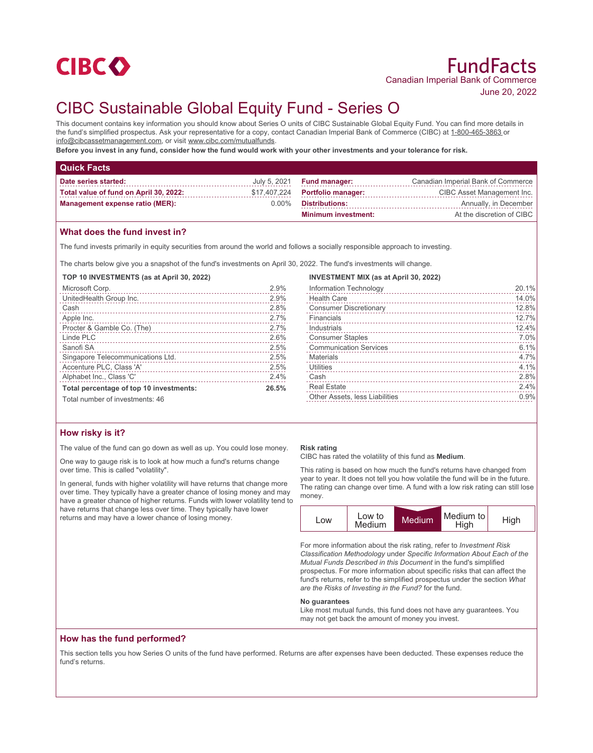CIBC

# FundFacts

Canadian Imperial Bank of Commerce

June 20, 2022

# CIBC Sustainable Global Equity Fund - Series O

This document contains key information you should know about Series O units of CIBC Sustainable Global Equity Fund. You can find more details in the fund's simplified prospectus. Ask your representative for a copy, contact Canadian Imperial Bank of Commerce (CIBC) at 1-800-465-3863 or info@cibcassetmanagement.com, or visit www.cibc.com/mutualfunds.

**Before you invest in any fund, consider how the fund would work with your other investments and your tolerance for risk.**

## Quick Facts

| | | | |
|---|---|---|---|
| **Date series started:** | July 5, 2021 | **Fund manager:** | Canadian Imperial Bank of Commerce |
| **Total value of fund on April 30, 2022:** | $17,407,224 | **Portfolio manager:** | CIBC Asset Management Inc. |
| **Management expense ratio (MER):** | 0.00% | **Distributions:** | Annually, in December |
| | | **Minimum investment:** | At the discretion of CIBC |

## What does the fund invest in?

The fund invests primarily in equity securities from around the world and follows a socially responsible approach to investing.

The charts below give you a snapshot of the fund's investments on April 30, 2022. The fund's investments will change.

**TOP 10 INVESTMENTS (as at April 30, 2022)**

| | |
|---|---|
| Microsoft Corp. | 2.9% |
| UnitedHealth Group Inc. | 2.9% |
| Cash | 2.8% |
| Apple Inc. | 2.7% |
| Procter & Gamble Co. (The) | 2.7% |
| Linde PLC | 2.6% |
| Sanofi SA | 2.5% |
| Singapore Telecommunications Ltd. | 2.5% |
| Accenture PLC, Class 'A' | 2.5% |
| Alphabet Inc., Class 'C' | 2.4% |
| **Total percentage of top 10 investments:** | **26.5%** |

Total number of investments: 46

**INVESTMENT MIX (as at April 30, 2022)**

| | |
|---|---|
| Information Technology | 20.1% |
| Health Care | 14.0% |
| Consumer Discretionary | 12.8% |
| Financials | 12.7% |
| Industrials | 12.4% |
| Consumer Staples | 7.0% |
| Communication Services | 6.1% |
| Materials | 4.7% |
| Utilities | 4.1% |
| Cash | 2.8% |
| Real Estate | 2.4% |
| Other Assets, less Liabilities | 0.9% |

## How risky is it?

The value of the fund can go down as well as up. You could lose money.

One way to gauge risk is to look at how much a fund's returns change over time. This is called "volatility".

In general, funds with higher volatility will have returns that change more over time. They typically have a greater chance of losing money and may have a greater chance of higher returns. Funds with lower volatility tend to have returns that change less over time. They typically have lower returns and may have a lower chance of losing money.

**Risk rating**

CIBC has rated the volatility of this fund as **Medium**.

This rating is based on how much the fund's returns have changed from year to year. It does not tell you how volatile the fund will be in the future. The rating can change over time. A fund with a low risk rating can still lose money.

| Low | Low to Medium | **Medium** | Medium to High | High |
|---|---|---|---|---|

For more information about the risk rating, refer to *Investment Risk Classification Methodology* under *Specific Information About Each of the Mutual Funds Described in this Document* in the fund's simplified prospectus. For more information about specific risks that can affect the fund's returns, refer to the simplified prospectus under the section *What are the Risks of Investing in the Fund?* for the fund.

**No guarantees**

Like most mutual funds, this fund does not have any guarantees. You may not get back the amount of money you invest.

## How has the fund performed?

This section tells you how Series O units of the fund have performed. Returns are after expenses have been deducted. These expenses reduce the fund's returns.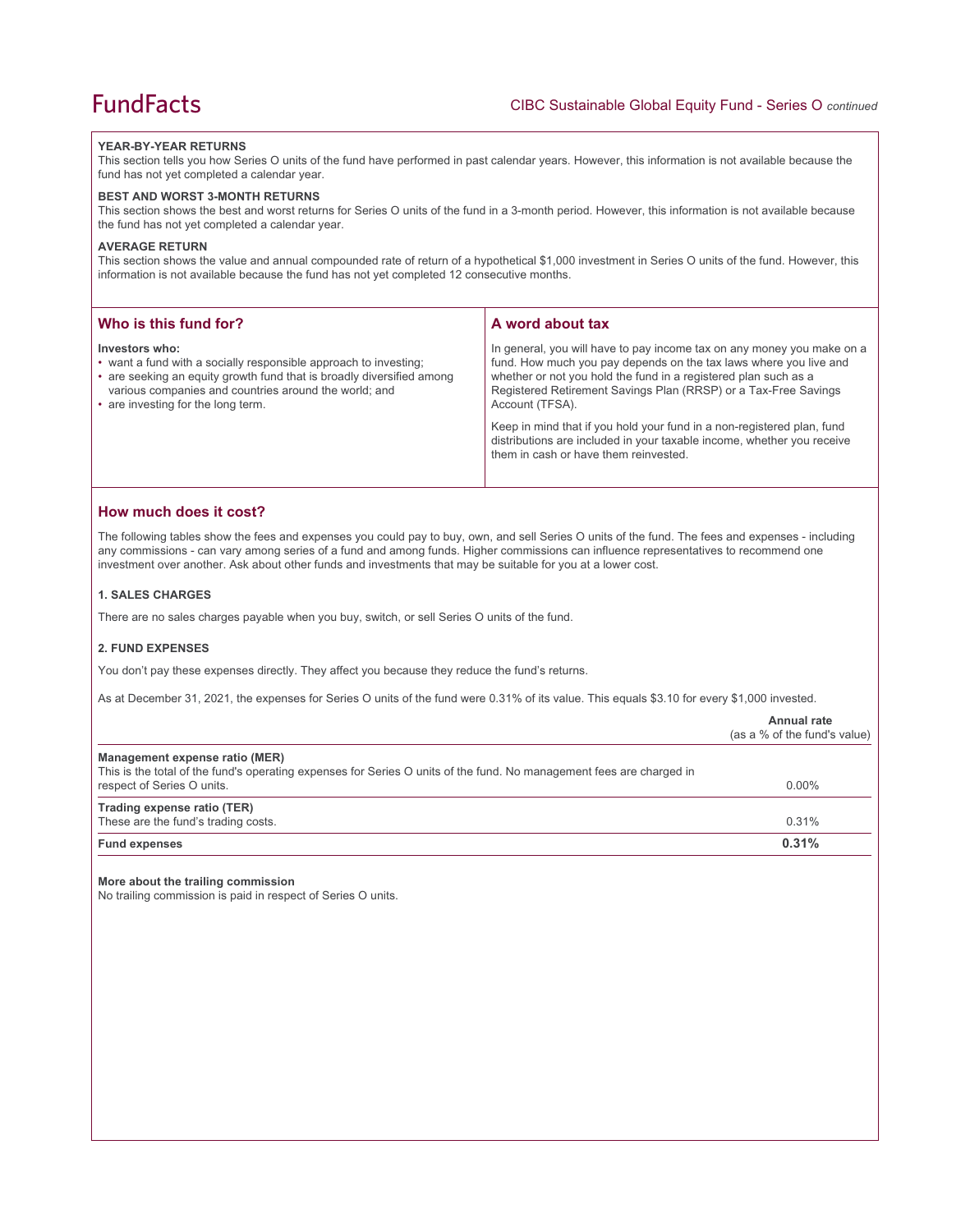### YEAR-BY-YEAR RETURNS

This section tells you how Series O units of the fund have performed in past calendar years. However, this information is not available because the fund has not yet completed a calendar year.

### BEST AND WORST 3-MONTH RETURNS

This section shows the best and worst returns for Series O units of the fund in a 3-month period. However, this information is not available because the fund has not yet completed a calendar year.

### AVERAGE RETURN

This section shows the value and annual compounded rate of return of a hypothetical $1,000 investment in Series O units of the fund. However, this information is not available because the fund has not yet completed 12 consecutive months.

## Who is this fund for?

**Investors who:**

- want a fund with a socially responsible approach to investing;
- are seeking an equity growth fund that is broadly diversified among various companies and countries around the world; and
- are investing for the long term.

## A word about tax

In general, you will have to pay income tax on any money you make on a fund. How much you pay depends on the tax laws where you live and whether or not you hold the fund in a registered plan such as a Registered Retirement Savings Plan (RRSP) or a Tax-Free Savings Account (TFSA).

Keep in mind that if you hold your fund in a non-registered plan, fund distributions are included in your taxable income, whether you receive them in cash or have them reinvested.

## How much does it cost?

The following tables show the fees and expenses you could pay to buy, own, and sell Series O units of the fund. The fees and expenses - including any commissions - can vary among series of a fund and among funds. Higher commissions can influence representatives to recommend one investment over another. Ask about other funds and investments that may be suitable for you at a lower cost.

### 1. SALES CHARGES

There are no sales charges payable when you buy, switch, or sell Series O units of the fund.

### 2. FUND EXPENSES

You don't pay these expenses directly. They affect you because they reduce the fund's returns.

As at December 31, 2021, the expenses for Series O units of the fund were 0.31% of its value. This equals $3.10 for every $1,000 invested.

| | Annual rate (as a % of the fund's value) |
|---|---|
| **Management expense ratio (MER)** This is the total of the fund's operating expenses for Series O units of the fund. No management fees are charged in respect of Series O units. | 0.00% |
| **Trading expense ratio (TER)** These are the fund's trading costs. | 0.31% |
| **Fund expenses** | **0.31%** |

**More about the trailing commission**

No trailing commission is paid in respect of Series O units.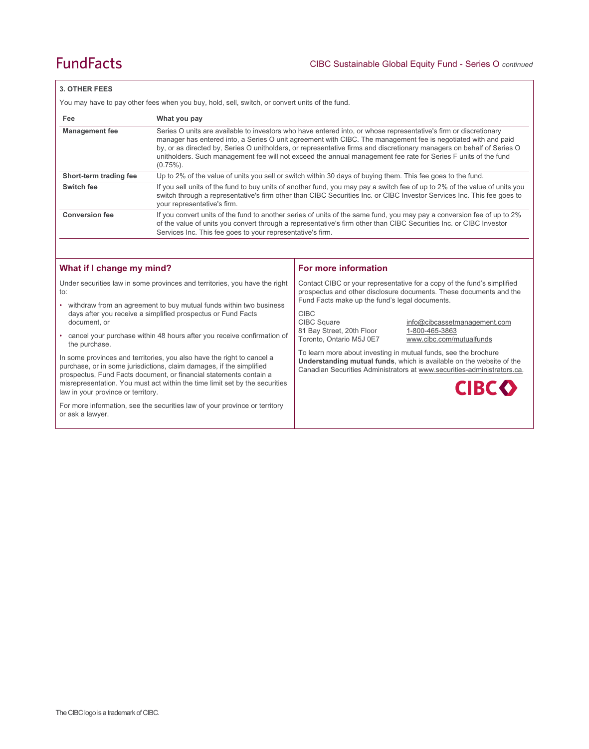### 3. OTHER FEES

You may have to pay other fees when you buy, hold, sell, switch, or convert units of the fund.

| Fee | What you pay |
| --- | --- |
| **Management fee** | Series O units are available to investors who have entered into, or whose representative's firm or discretionary manager has entered into, a Series O unit agreement with CIBC. The management fee is negotiated with and paid by, or as directed by, Series O unitholders, or representative firms and discretionary managers on behalf of Series O unitholders. Such management fee will not exceed the annual management fee rate for Series F units of the fund (0.75%). |
| **Short-term trading fee** | Up to 2% of the value of units you sell or switch within 30 days of buying them. This fee goes to the fund. |
| **Switch fee** | If you sell units of the fund to buy units of another fund, you may pay a switch fee of up to 2% of the value of units you switch through a representative's firm other than CIBC Securities Inc. or CIBC Investor Services Inc. This fee goes to your representative's firm. |
| **Conversion fee** | If you convert units of the fund to another series of units of the same fund, you may pay a conversion fee of up to 2% of the value of units you convert through a representative's firm other than CIBC Securities Inc. or CIBC Investor Services Inc. This fee goes to your representative's firm. |

## What if I change my mind?

Under securities law in some provinces and territories, you have the right to:

- withdraw from an agreement to buy mutual funds within two business days after you receive a simplified prospectus or Fund Facts document, or
- cancel your purchase within 48 hours after you receive confirmation of the purchase.

In some provinces and territories, you also have the right to cancel a purchase, or in some jurisdictions, claim damages, if the simplified prospectus, Fund Facts document, or financial statements contain a misrepresentation. You must act within the time limit set by the securities law in your province or territory.

For more information, see the securities law of your province or territory or ask a lawyer.

## For more information

Contact CIBC or your representative for a copy of the fund's simplified prospectus and other disclosure documents. These documents and the Fund Facts make up the fund's legal documents.

CIBC
CIBC Square
81 Bay Street, 20th Floor
Toronto, Ontario M5J 0E7

info@cibcassetmanagement.com
1-800-465-3863
www.cibc.com/mutualfunds

To learn more about investing in mutual funds, see the brochure **Understanding mutual funds**, which is available on the website of the Canadian Securities Administrators at www.securities-administrators.ca.

CIBC

The CIBC logo is a trademark of CIBC.